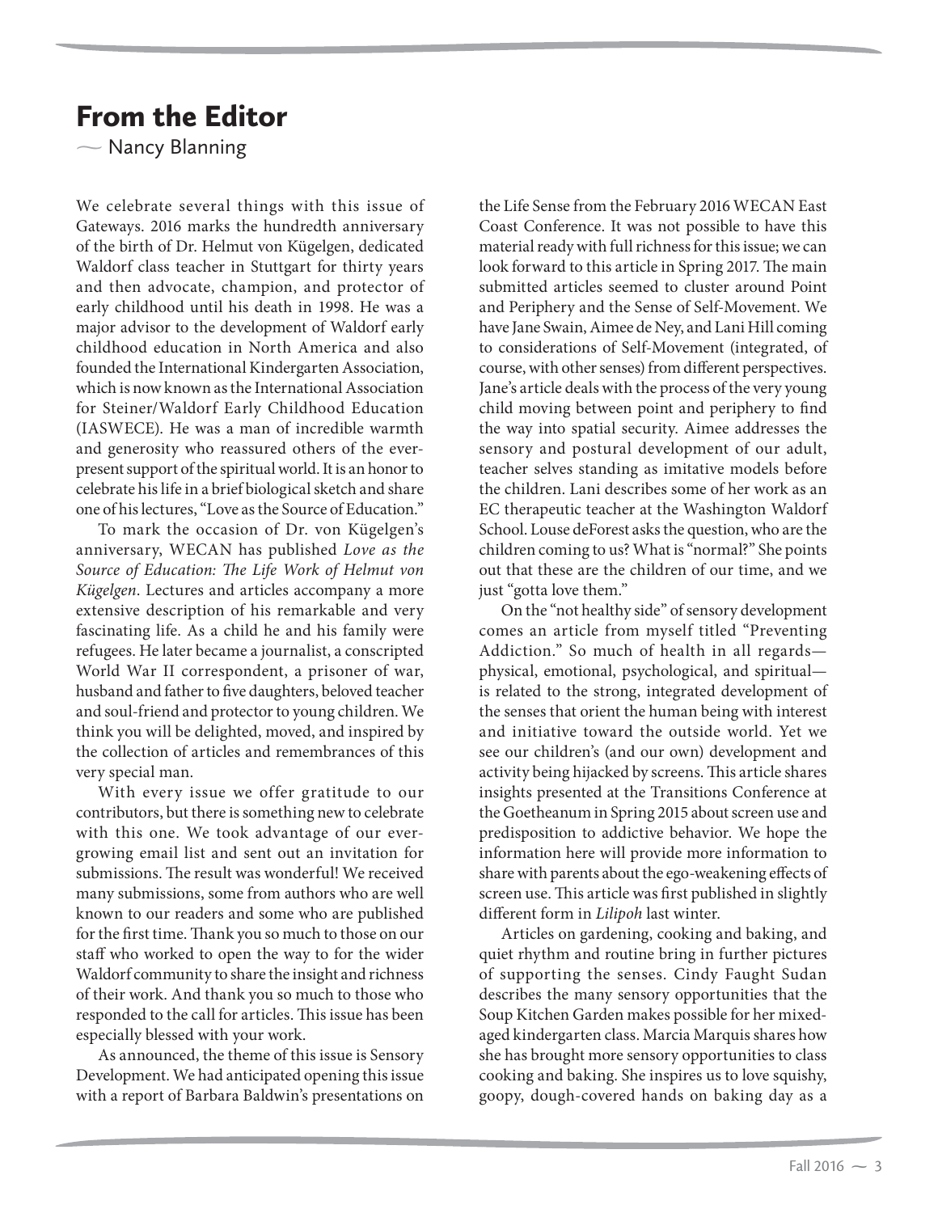# From the Editor

— Nancy Blanning

We celebrate several things with this issue of Gateways. 2016 marks the hundredth anniversary of the birth of Dr. Helmut von Kügelgen, dedicated Waldorf class teacher in Stuttgart for thirty years and then advocate, champion, and protector of early childhood until his death in 1998. He was a major advisor to the development of Waldorf early childhood education in North America and also founded the International Kindergarten Association, which is now known as the International Association for Steiner/Waldorf Early Childhood Education (IASWECE). He was a man of incredible warmth and generosity who reassured others of the ever-present support of the spiritual world. It is an honor to celebrate his life in a brief biological sketch and share one of his lectures, "Love as the Source of Education."

To mark the occasion of Dr. von Kügelgen's anniversary, WECAN has published *Love as the Source of Education: The Life Work of Helmut von Kügelgen*. Lectures and articles accompany a more extensive description of his remarkable and very fascinating life. As a child he and his family were refugees. He later became a journalist, a conscripted World War II correspondent, a prisoner of war, husband and father to five daughters, beloved teacher and soul-friend and protector to young children. We think you will be delighted, moved, and inspired by the collection of articles and remembrances of this very special man.

With every issue we offer gratitude to our contributors, but there is something new to celebrate with this one. We took advantage of our ever-growing email list and sent out an invitation for submissions. The result was wonderful! We received many submissions, some from authors who are well known to our readers and some who are published for the first time. Thank you so much to those on our staff who worked to open the way to for the wider Waldorf community to share the insight and richness of their work. And thank you so much to those who responded to the call for articles. This issue has been especially blessed with your work.

As announced, the theme of this issue is Sensory Development. We had anticipated opening this issue with a report of Barbara Baldwin's presentations on the Life Sense from the February 2016 WECAN East Coast Conference. It was not possible to have this material ready with full richness for this issue; we can look forward to this article in Spring 2017. The main submitted articles seemed to cluster around Point and Periphery and the Sense of Self-Movement. We have Jane Swain, Aimee de Ney, and Lani Hill coming to considerations of Self-Movement (integrated, of course, with other senses) from different perspectives. Jane's article deals with the process of the very young child moving between point and periphery to find the way into spatial security. Aimee addresses the sensory and postural development of our adult, teacher selves standing as imitative models before the children. Lani describes some of her work as an EC therapeutic teacher at the Washington Waldorf School. Louse deForest asks the question, who are the children coming to us? What is "normal?" She points out that these are the children of our time, and we just "gotta love them."

On the "not healthy side" of sensory development comes an article from myself titled "Preventing Addiction." So much of health in all regards—physical, emotional, psychological, and spiritual—is related to the strong, integrated development of the senses that orient the human being with interest and initiative toward the outside world. Yet we see our children's (and our own) development and activity being hijacked by screens. This article shares insights presented at the Transitions Conference at the Goetheanum in Spring 2015 about screen use and predisposition to addictive behavior. We hope the information here will provide more information to share with parents about the ego-weakening effects of screen use. This article was first published in slightly different form in *Lilipoh* last winter.

Articles on gardening, cooking and baking, and quiet rhythm and routine bring in further pictures of supporting the senses. Cindy Faught Sudan describes the many sensory opportunities that the Soup Kitchen Garden makes possible for her mixed-aged kindergarten class. Marcia Marquis shares how she has brought more sensory opportunities to class cooking and baking. She inspires us to love squishy, goopy, dough-covered hands on baking day as a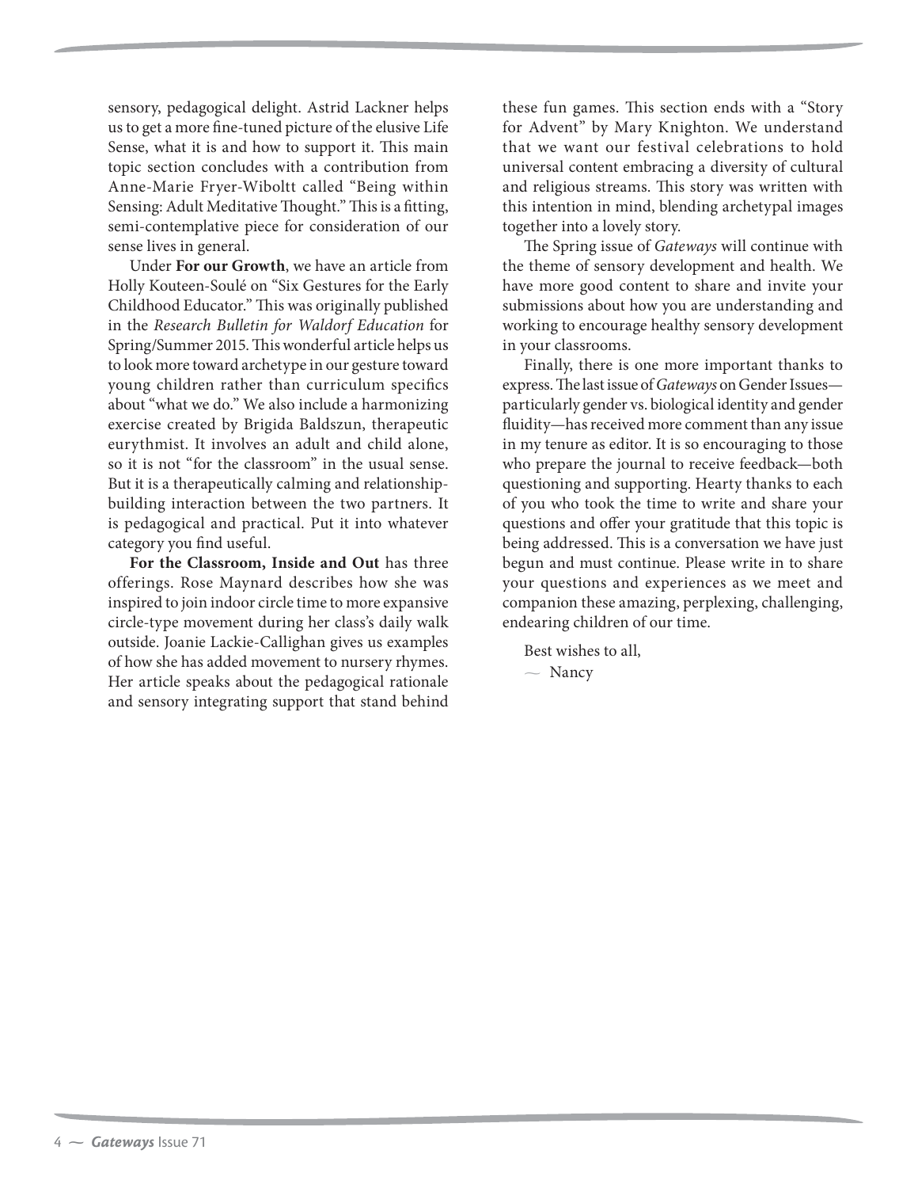sensory, pedagogical delight. Astrid Lackner helps us to get a more fine-tuned picture of the elusive Life Sense, what it is and how to support it. This main topic section concludes with a contribution from Anne-Marie Fryer-Wiboltt called "Being within Sensing: Adult Meditative Thought." This is a fitting, semi-contemplative piece for consideration of our sense lives in general.

Under **For our Growth**, we have an article from Holly Kouteen-Soulé on "Six Gestures for the Early Childhood Educator." This was originally published in the *Research Bulletin for Waldorf Education* for Spring/Summer 2015. This wonderful article helps us to look more toward archetype in our gesture toward young children rather than curriculum specifics about "what we do." We also include a harmonizing exercise created by Brigida Baldszun, therapeutic eurythmist. It involves an adult and child alone, so it is not "for the classroom" in the usual sense. But it is a therapeutically calming and relationship-building interaction between the two partners. It is pedagogical and practical. Put it into whatever category you find useful.

**For the Classroom, Inside and Out** has three offerings. Rose Maynard describes how she was inspired to join indoor circle time to more expansive circle-type movement during her class's daily walk outside. Joanie Lackie-Callighan gives us examples of how she has added movement to nursery rhymes. Her article speaks about the pedagogical rationale and sensory integrating support that stand behind these fun games. This section ends with a "Story for Advent" by Mary Knighton. We understand that we want our festival celebrations to hold universal content embracing a diversity of cultural and religious streams. This story was written with this intention in mind, blending archetypal images together into a lovely story.

The Spring issue of *Gateways* will continue with the theme of sensory development and health. We have more good content to share and invite your submissions about how you are understanding and working to encourage healthy sensory development in your classrooms.

Finally, there is one more important thanks to express. The last issue of *Gateways* on Gender Issues—particularly gender vs. biological identity and gender fluidity—has received more comment than any issue in my tenure as editor. It is so encouraging to those who prepare the journal to receive feedback—both questioning and supporting. Hearty thanks to each of you who took the time to write and share your questions and offer your gratitude that this topic is being addressed. This is a conversation we have just begun and must continue. Please write in to share your questions and experiences as we meet and companion these amazing, perplexing, challenging, endearing children of our time.

Best wishes to all,

~ Nancy